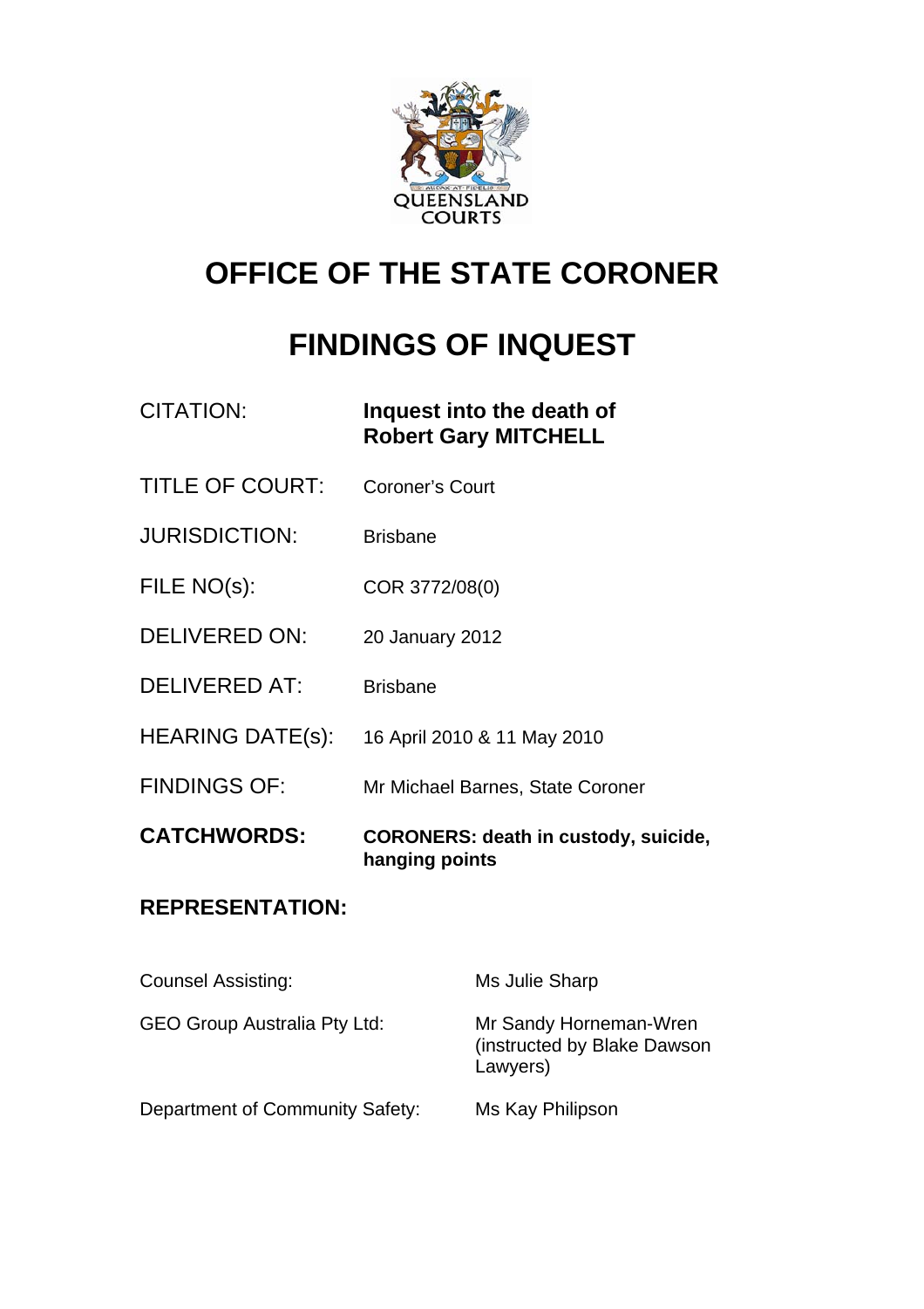# OFFICE OF THE STATE CORONER

# FINDINGS OF INQUEST

| | |
|---|---|
| CITATION: | **Inquest into the death of Robert Gary MITCHELL** |
| TITLE OF COURT: | Coroner's Court |
| JURISDICTION: | Brisbane |
| FILE NO(s): | COR 3772/08(0) |
| DELIVERED ON: | 20 January 2012 |
| DELIVERED AT: | Brisbane |
| HEARING DATE(s): | 16 April 2010 & 11 May 2010 |
| FINDINGS OF: | Mr Michael Barnes, State Coroner |
| **CATCHWORDS:** | **CORONERS: death in custody, suicide, hanging points** |

## REPRESENTATION:

| | |
|---|---|
| Counsel Assisting: | Ms Julie Sharp |
| GEO Group Australia Pty Ltd: | Mr Sandy Horneman-Wren (instructed by Blake Dawson Lawyers) |
| Department of Community Safety: | Ms Kay Philipson |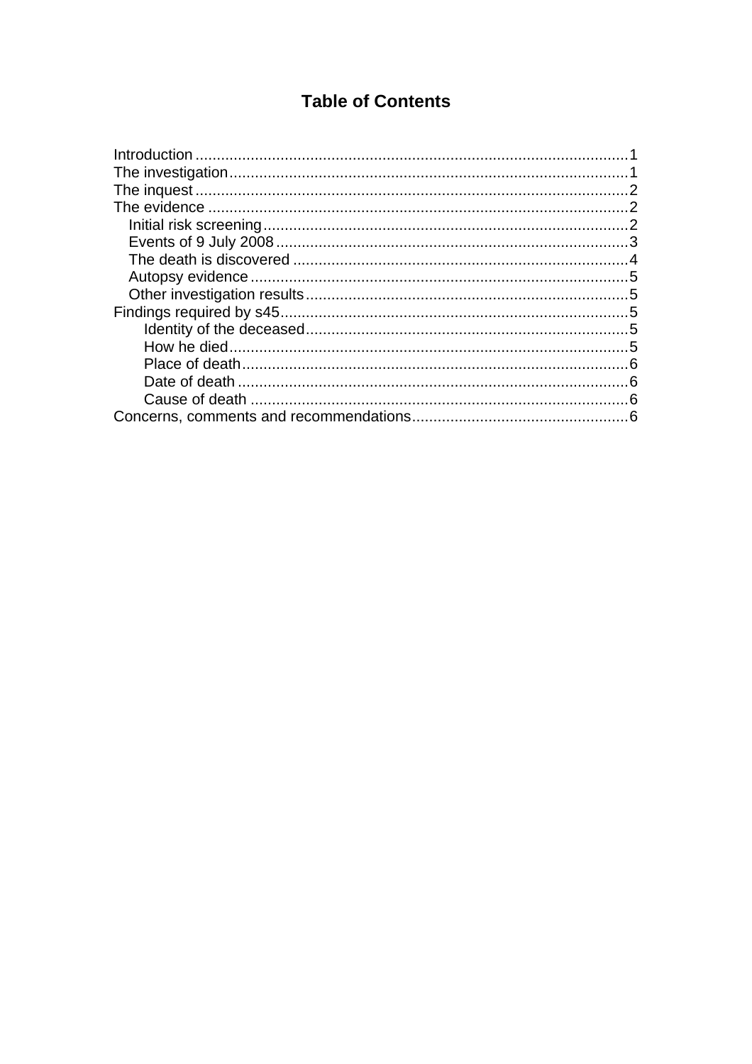# Table of Contents

- Introduction ....................................................................................................1
- The investigation ............................................................................................1
- The inquest .....................................................................................................2
- The evidence ..................................................................................................2
  - Initial risk screening ....................................................................................2
  - Events of 9 July 2008 ..................................................................................3
  - The death is discovered ..............................................................................4
  - Autopsy evidence ........................................................................................5
  - Other investigation results ...........................................................................5
- Findings required by s45 .................................................................................5
    - Identity of the deceased ..........................................................................5
    - How he died ............................................................................................5
    - Place of death ..........................................................................................6
    - Date of death ...........................................................................................6
    - Cause of death ........................................................................................6
- Concerns, comments and recommendations ..................................................6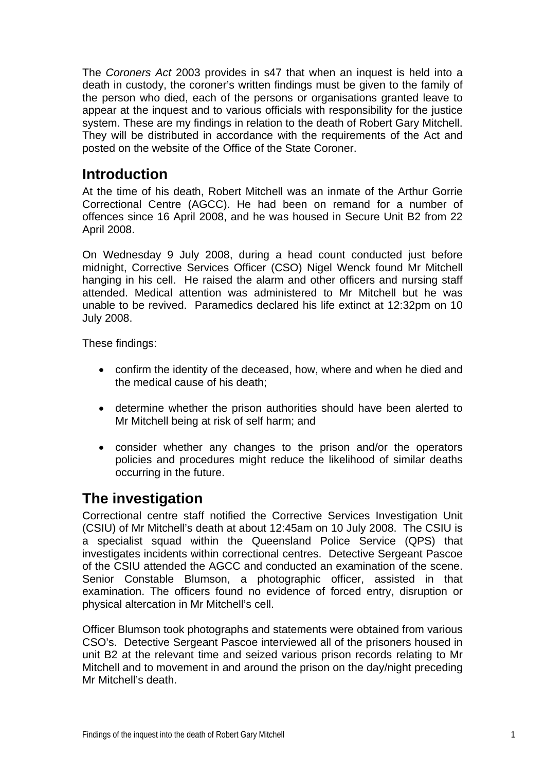The *Coroners Act* 2003 provides in s47 that when an inquest is held into a death in custody, the coroner's written findings must be given to the family of the person who died, each of the persons or organisations granted leave to appear at the inquest and to various officials with responsibility for the justice system. These are my findings in relation to the death of Robert Gary Mitchell. They will be distributed in accordance with the requirements of the Act and posted on the website of the Office of the State Coroner.

## Introduction

At the time of his death, Robert Mitchell was an inmate of the Arthur Gorrie Correctional Centre (AGCC). He had been on remand for a number of offences since 16 April 2008, and he was housed in Secure Unit B2 from 22 April 2008.

On Wednesday 9 July 2008, during a head count conducted just before midnight, Corrective Services Officer (CSO) Nigel Wenck found Mr Mitchell hanging in his cell. He raised the alarm and other officers and nursing staff attended. Medical attention was administered to Mr Mitchell but he was unable to be revived. Paramedics declared his life extinct at 12:32pm on 10 July 2008.

These findings:

- confirm the identity of the deceased, how, where and when he died and the medical cause of his death;
- determine whether the prison authorities should have been alerted to Mr Mitchell being at risk of self harm; and
- consider whether any changes to the prison and/or the operators policies and procedures might reduce the likelihood of similar deaths occurring in the future.

## The investigation

Correctional centre staff notified the Corrective Services Investigation Unit (CSIU) of Mr Mitchell's death at about 12:45am on 10 July 2008. The CSIU is a specialist squad within the Queensland Police Service (QPS) that investigates incidents within correctional centres. Detective Sergeant Pascoe of the CSIU attended the AGCC and conducted an examination of the scene. Senior Constable Blumson, a photographic officer, assisted in that examination. The officers found no evidence of forced entry, disruption or physical altercation in Mr Mitchell's cell.

Officer Blumson took photographs and statements were obtained from various CSO's. Detective Sergeant Pascoe interviewed all of the prisoners housed in unit B2 at the relevant time and seized various prison records relating to Mr Mitchell and to movement in and around the prison on the day/night preceding Mr Mitchell's death.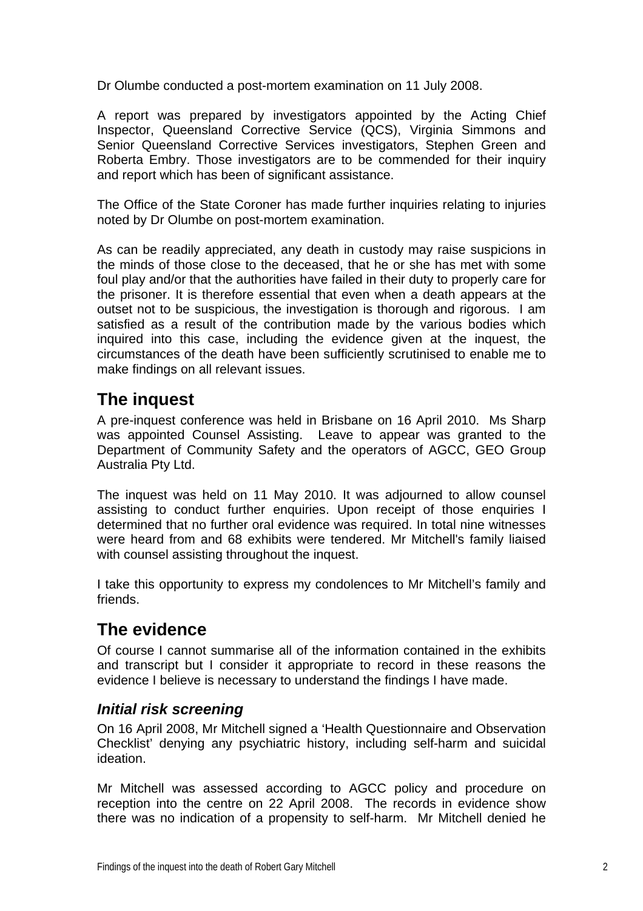Dr Olumbe conducted a post-mortem examination on 11 July 2008.

A report was prepared by investigators appointed by the Acting Chief Inspector, Queensland Corrective Service (QCS), Virginia Simmons and Senior Queensland Corrective Services investigators, Stephen Green and Roberta Embry. Those investigators are to be commended for their inquiry and report which has been of significant assistance.

The Office of the State Coroner has made further inquiries relating to injuries noted by Dr Olumbe on post-mortem examination.

As can be readily appreciated, any death in custody may raise suspicions in the minds of those close to the deceased, that he or she has met with some foul play and/or that the authorities have failed in their duty to properly care for the prisoner. It is therefore essential that even when a death appears at the outset not to be suspicious, the investigation is thorough and rigorous. I am satisfied as a result of the contribution made by the various bodies which inquired into this case, including the evidence given at the inquest, the circumstances of the death have been sufficiently scrutinised to enable me to make findings on all relevant issues.

## The inquest

A pre-inquest conference was held in Brisbane on 16 April 2010. Ms Sharp was appointed Counsel Assisting. Leave to appear was granted to the Department of Community Safety and the operators of AGCC, GEO Group Australia Pty Ltd.

The inquest was held on 11 May 2010. It was adjourned to allow counsel assisting to conduct further enquiries. Upon receipt of those enquiries I determined that no further oral evidence was required. In total nine witnesses were heard from and 68 exhibits were tendered. Mr Mitchell's family liaised with counsel assisting throughout the inquest.

I take this opportunity to express my condolences to Mr Mitchell's family and friends.

## The evidence

Of course I cannot summarise all of the information contained in the exhibits and transcript but I consider it appropriate to record in these reasons the evidence I believe is necessary to understand the findings I have made.

### *Initial risk screening*

On 16 April 2008, Mr Mitchell signed a 'Health Questionnaire and Observation Checklist' denying any psychiatric history, including self-harm and suicidal ideation.

Mr Mitchell was assessed according to AGCC policy and procedure on reception into the centre on 22 April 2008. The records in evidence show there was no indication of a propensity to self-harm. Mr Mitchell denied he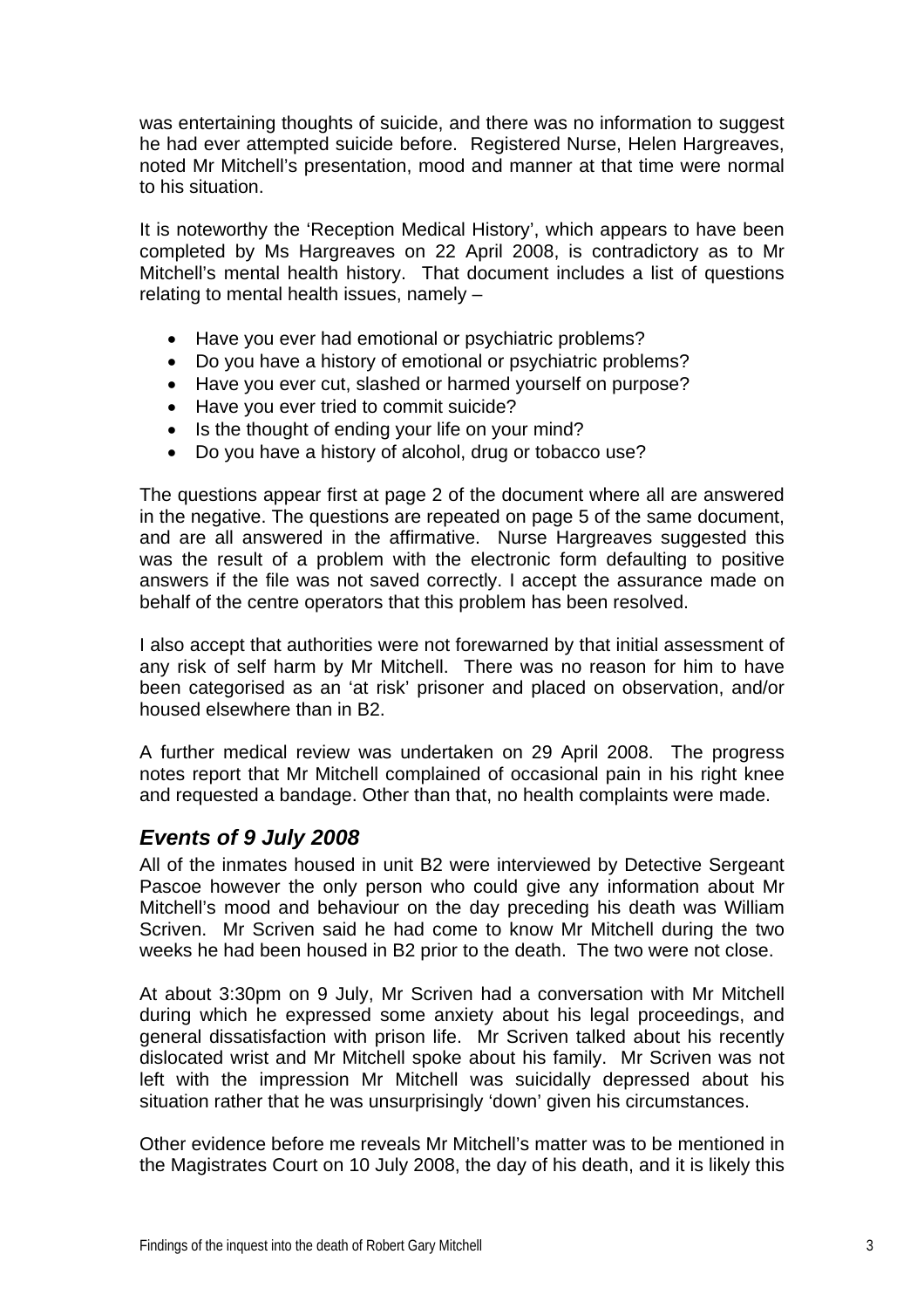was entertaining thoughts of suicide, and there was no information to suggest he had ever attempted suicide before. Registered Nurse, Helen Hargreaves, noted Mr Mitchell's presentation, mood and manner at that time were normal to his situation.

It is noteworthy the 'Reception Medical History', which appears to have been completed by Ms Hargreaves on 22 April 2008, is contradictory as to Mr Mitchell's mental health history. That document includes a list of questions relating to mental health issues, namely –

- Have you ever had emotional or psychiatric problems?
- Do you have a history of emotional or psychiatric problems?
- Have you ever cut, slashed or harmed yourself on purpose?
- Have you ever tried to commit suicide?
- Is the thought of ending your life on your mind?
- Do you have a history of alcohol, drug or tobacco use?

The questions appear first at page 2 of the document where all are answered in the negative. The questions are repeated on page 5 of the same document, and are all answered in the affirmative. Nurse Hargreaves suggested this was the result of a problem with the electronic form defaulting to positive answers if the file was not saved correctly. I accept the assurance made on behalf of the centre operators that this problem has been resolved.

I also accept that authorities were not forewarned by that initial assessment of any risk of self harm by Mr Mitchell. There was no reason for him to have been categorised as an 'at risk' prisoner and placed on observation, and/or housed elsewhere than in B2.

A further medical review was undertaken on 29 April 2008. The progress notes report that Mr Mitchell complained of occasional pain in his right knee and requested a bandage. Other than that, no health complaints were made.

## *Events of 9 July 2008*

All of the inmates housed in unit B2 were interviewed by Detective Sergeant Pascoe however the only person who could give any information about Mr Mitchell's mood and behaviour on the day preceding his death was William Scriven. Mr Scriven said he had come to know Mr Mitchell during the two weeks he had been housed in B2 prior to the death. The two were not close.

At about 3:30pm on 9 July, Mr Scriven had a conversation with Mr Mitchell during which he expressed some anxiety about his legal proceedings, and general dissatisfaction with prison life. Mr Scriven talked about his recently dislocated wrist and Mr Mitchell spoke about his family. Mr Scriven was not left with the impression Mr Mitchell was suicidally depressed about his situation rather that he was unsurprisingly 'down' given his circumstances.

Other evidence before me reveals Mr Mitchell's matter was to be mentioned in the Magistrates Court on 10 July 2008, the day of his death, and it is likely this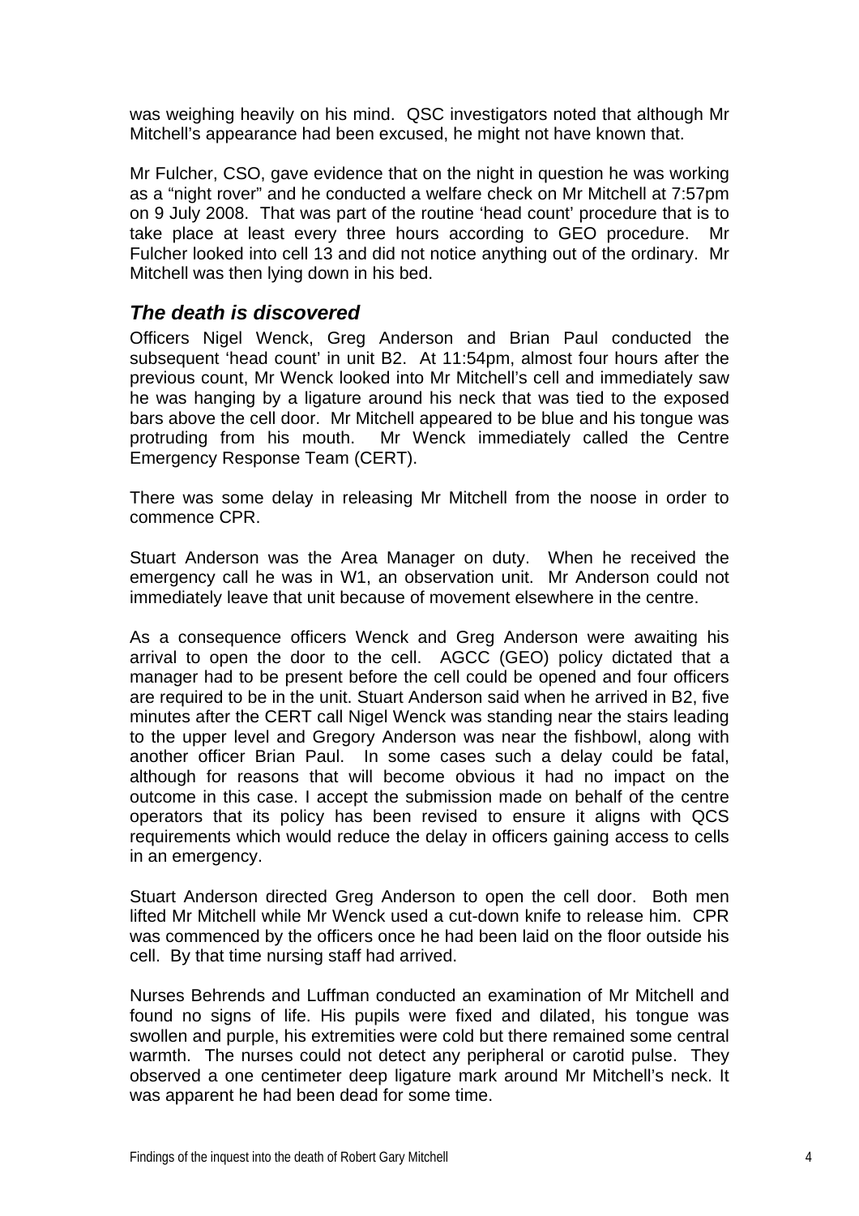was weighing heavily on his mind. QSC investigators noted that although Mr Mitchell's appearance had been excused, he might not have known that.

Mr Fulcher, CSO, gave evidence that on the night in question he was working as a "night rover" and he conducted a welfare check on Mr Mitchell at 7:57pm on 9 July 2008. That was part of the routine 'head count' procedure that is to take place at least every three hours according to GEO procedure. Mr Fulcher looked into cell 13 and did not notice anything out of the ordinary. Mr Mitchell was then lying down in his bed.

### *The death is discovered*

Officers Nigel Wenck, Greg Anderson and Brian Paul conducted the subsequent 'head count' in unit B2. At 11:54pm, almost four hours after the previous count, Mr Wenck looked into Mr Mitchell's cell and immediately saw he was hanging by a ligature around his neck that was tied to the exposed bars above the cell door. Mr Mitchell appeared to be blue and his tongue was protruding from his mouth. Mr Wenck immediately called the Centre Emergency Response Team (CERT).

There was some delay in releasing Mr Mitchell from the noose in order to commence CPR.

Stuart Anderson was the Area Manager on duty. When he received the emergency call he was in W1, an observation unit. Mr Anderson could not immediately leave that unit because of movement elsewhere in the centre.

As a consequence officers Wenck and Greg Anderson were awaiting his arrival to open the door to the cell. AGCC (GEO) policy dictated that a manager had to be present before the cell could be opened and four officers are required to be in the unit. Stuart Anderson said when he arrived in B2, five minutes after the CERT call Nigel Wenck was standing near the stairs leading to the upper level and Gregory Anderson was near the fishbowl, along with another officer Brian Paul. In some cases such a delay could be fatal, although for reasons that will become obvious it had no impact on the outcome in this case. I accept the submission made on behalf of the centre operators that its policy has been revised to ensure it aligns with QCS requirements which would reduce the delay in officers gaining access to cells in an emergency.

Stuart Anderson directed Greg Anderson to open the cell door. Both men lifted Mr Mitchell while Mr Wenck used a cut-down knife to release him. CPR was commenced by the officers once he had been laid on the floor outside his cell. By that time nursing staff had arrived.

Nurses Behrends and Luffman conducted an examination of Mr Mitchell and found no signs of life. His pupils were fixed and dilated, his tongue was swollen and purple, his extremities were cold but there remained some central warmth. The nurses could not detect any peripheral or carotid pulse. They observed a one centimeter deep ligature mark around Mr Mitchell's neck. It was apparent he had been dead for some time.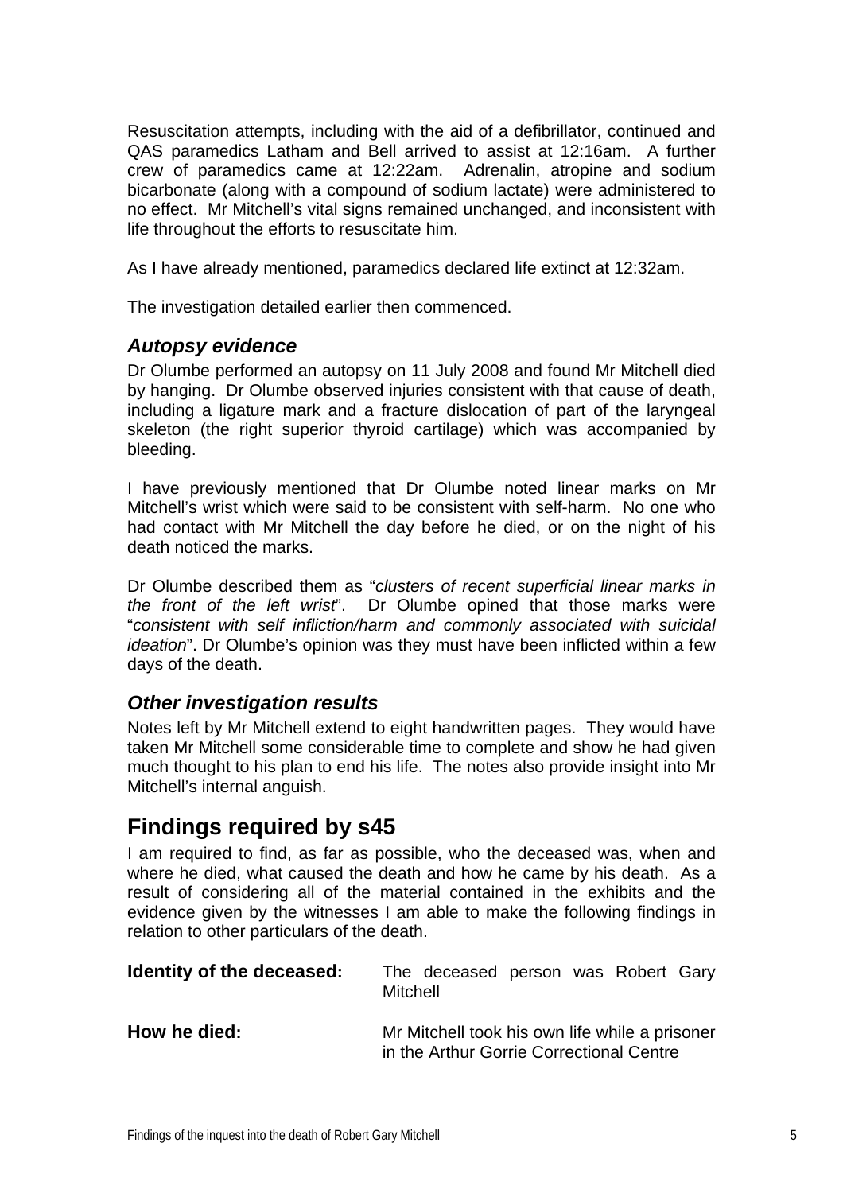Resuscitation attempts, including with the aid of a defibrillator, continued and QAS paramedics Latham and Bell arrived to assist at 12:16am. A further crew of paramedics came at 12:22am. Adrenalin, atropine and sodium bicarbonate (along with a compound of sodium lactate) were administered to no effect. Mr Mitchell's vital signs remained unchanged, and inconsistent with life throughout the efforts to resuscitate him.

As I have already mentioned, paramedics declared life extinct at 12:32am.

The investigation detailed earlier then commenced.

### *Autopsy evidence*

Dr Olumbe performed an autopsy on 11 July 2008 and found Mr Mitchell died by hanging. Dr Olumbe observed injuries consistent with that cause of death, including a ligature mark and a fracture dislocation of part of the laryngeal skeleton (the right superior thyroid cartilage) which was accompanied by bleeding.

I have previously mentioned that Dr Olumbe noted linear marks on Mr Mitchell's wrist which were said to be consistent with self-harm. No one who had contact with Mr Mitchell the day before he died, or on the night of his death noticed the marks.

Dr Olumbe described them as "*clusters of recent superficial linear marks in the front of the left wrist*". Dr Olumbe opined that those marks were "*consistent with self infliction/harm and commonly associated with suicidal ideation*". Dr Olumbe's opinion was they must have been inflicted within a few days of the death.

### *Other investigation results*

Notes left by Mr Mitchell extend to eight handwritten pages. They would have taken Mr Mitchell some considerable time to complete and show he had given much thought to his plan to end his life. The notes also provide insight into Mr Mitchell's internal anguish.

## Findings required by s45

I am required to find, as far as possible, who the deceased was, when and where he died, what caused the death and how he came by his death. As a result of considering all of the material contained in the exhibits and the evidence given by the witnesses I am able to make the following findings in relation to other particulars of the death.

**Identity of the deceased:** The deceased person was Robert Gary Mitchell

**How he died:** Mr Mitchell took his own life while a prisoner in the Arthur Gorrie Correctional Centre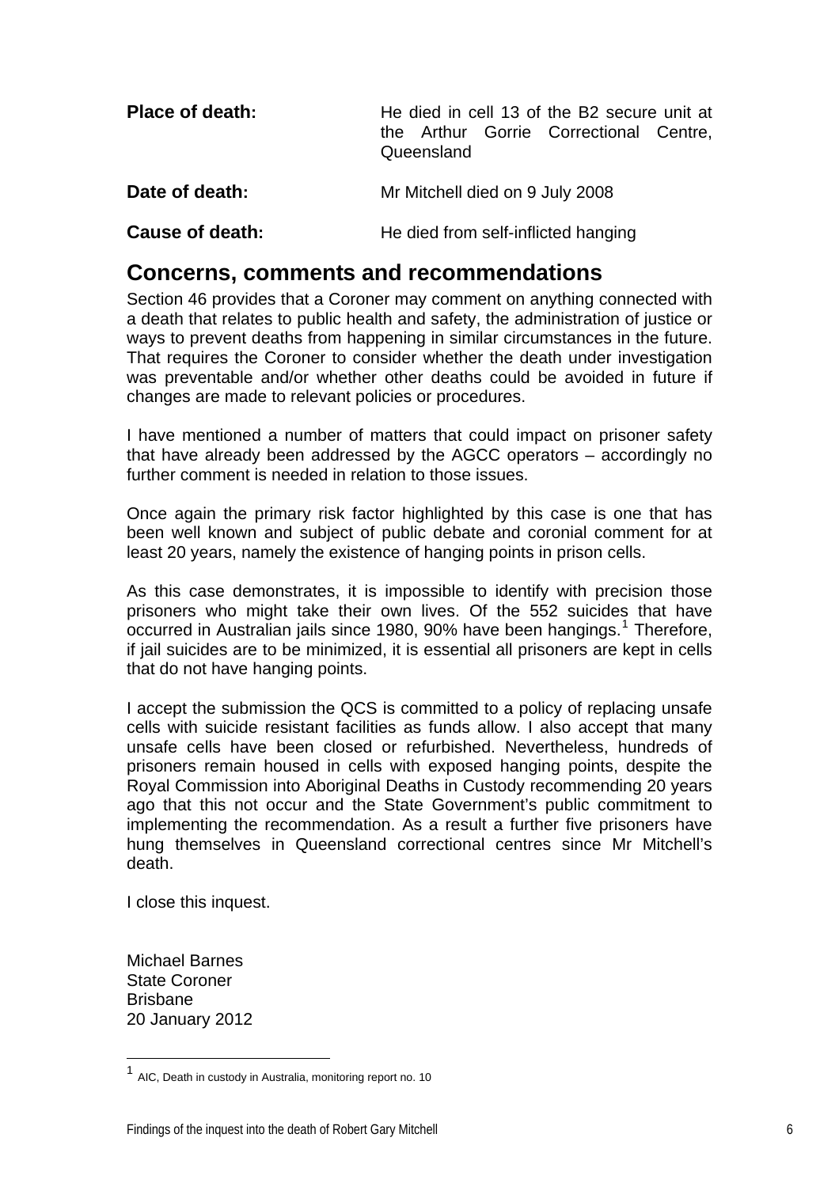**Place of death:** He died in cell 13 of the B2 secure unit at the Arthur Gorrie Correctional Centre, Queensland

**Date of death:** Mr Mitchell died on 9 July 2008

**Cause of death:** He died from self-inflicted hanging

## Concerns, comments and recommendations

Section 46 provides that a Coroner may comment on anything connected with a death that relates to public health and safety, the administration of justice or ways to prevent deaths from happening in similar circumstances in the future. That requires the Coroner to consider whether the death under investigation was preventable and/or whether other deaths could be avoided in future if changes are made to relevant policies or procedures.

I have mentioned a number of matters that could impact on prisoner safety that have already been addressed by the AGCC operators – accordingly no further comment is needed in relation to those issues.

Once again the primary risk factor highlighted by this case is one that has been well known and subject of public debate and coronial comment for at least 20 years, namely the existence of hanging points in prison cells.

As this case demonstrates, it is impossible to identify with precision those prisoners who might take their own lives. Of the 552 suicides that have occurred in Australian jails since 1980, 90% have been hangings.[1] Therefore, if jail suicides are to be minimized, it is essential all prisoners are kept in cells that do not have hanging points.

I accept the submission the QCS is committed to a policy of replacing unsafe cells with suicide resistant facilities as funds allow. I also accept that many unsafe cells have been closed or refurbished. Nevertheless, hundreds of prisoners remain housed in cells with exposed hanging points, despite the Royal Commission into Aboriginal Deaths in Custody recommending 20 years ago that this not occur and the State Government's public commitment to implementing the recommendation. As a result a further five prisoners have hung themselves in Queensland correctional centres since Mr Mitchell's death.

I close this inquest.

Michael Barnes
State Coroner
Brisbane
20 January 2012

---

[1] AIC, Death in custody in Australia, monitoring report no. 10